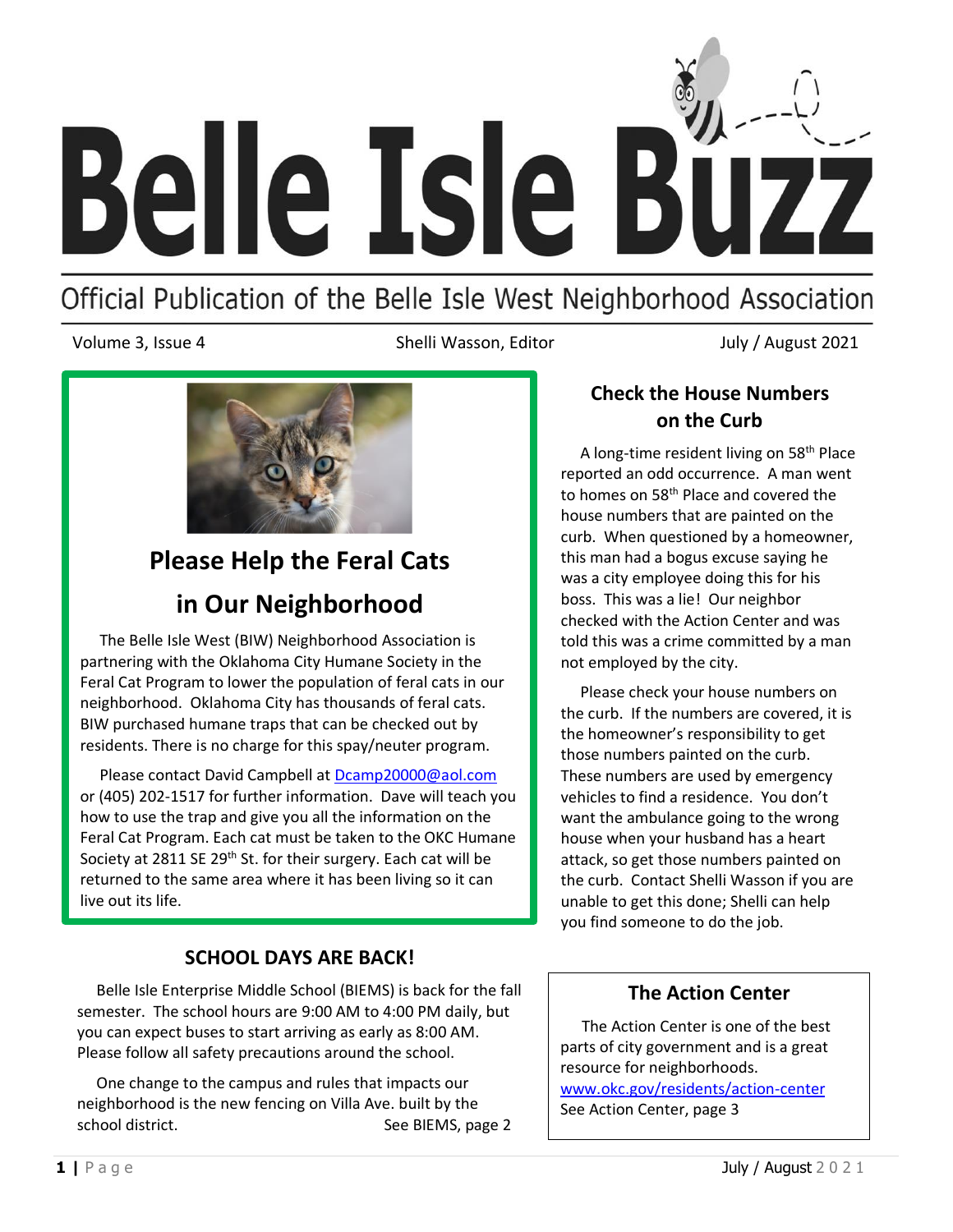# Belle Isle Buzz

Official Publication of the Belle Isle West Neighborhood Association

Volume 3, Issue 4 | Shelli Wasson, Editor | July / August 2021

## Please Help the Feral Cats in Our Neighborhood

The Belle Isle West (BIW) Neighborhood Association is partnering with the Oklahoma City Humane Society in the Feral Cat Program to lower the population of feral cats in our neighborhood. Oklahoma City has thousands of feral cats. BIW purchased humane traps that can be checked out by residents. There is no charge for this spay/neuter program.

Please contact David Campbell at Dcamp20000@aol.com or (405) 202-1517 for further information. Dave will teach you how to use the trap and give you all the information on the Feral Cat Program. Each cat must be taken to the OKC Humane Society at 2811 SE 29th St. for their surgery. Each cat will be returned to the same area where it has been living so it can live out its life.

## SCHOOL DAYS ARE BACK!

Belle Isle Enterprise Middle School (BIEMS) is back for the fall semester. The school hours are 9:00 AM to 4:00 PM daily, but you can expect buses to start arriving as early as 8:00 AM. Please follow all safety precautions around the school.

One change to the campus and rules that impacts our neighborhood is the new fencing on Villa Ave. built by the school district.

See BIEMS, page 2

## Check the House Numbers on the Curb

A long-time resident living on 58th Place reported an odd occurrence. A man went to homes on 58th Place and covered the house numbers that are painted on the curb. When questioned by a homeowner, this man had a bogus excuse saying he was a city employee doing this for his boss. This was a lie! Our neighbor checked with the Action Center and was told this was a crime committed by a man not employed by the city.

Please check your house numbers on the curb. If the numbers are covered, it is the homeowner's responsibility to get those numbers painted on the curb. These numbers are used by emergency vehicles to find a residence. You don't want the ambulance going to the wrong house when your husband has a heart attack, so get those numbers painted on the curb. Contact Shelli Wasson if you are unable to get this done; Shelli can help you find someone to do the job.

## The Action Center

The Action Center is one of the best parts of city government and is a great resource for neighborhoods.
www.okc.gov/residents/action-center
See Action Center, page 3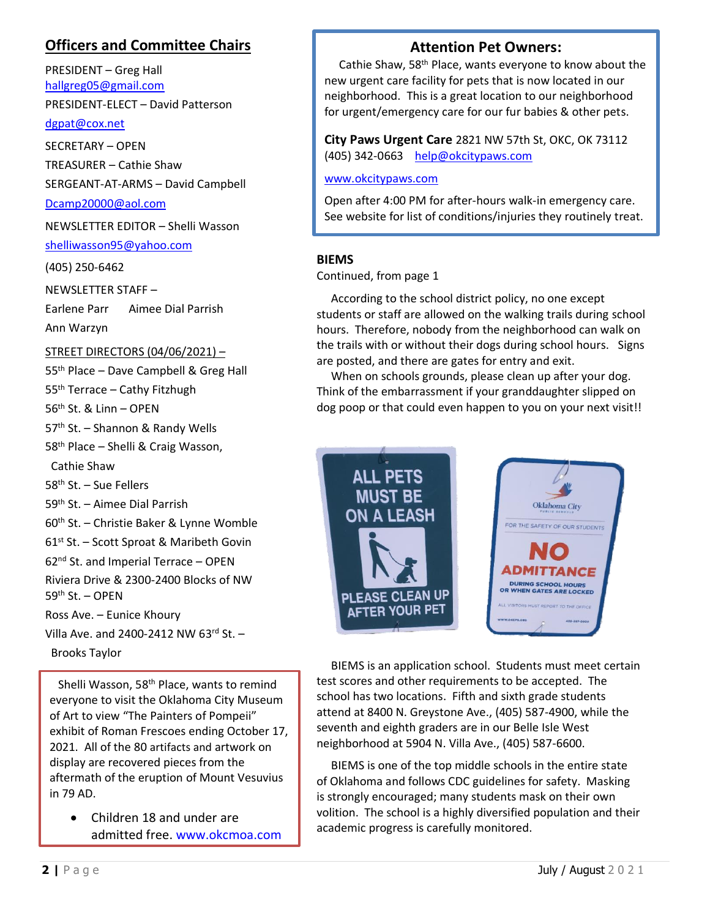## Officers and Committee Chairs

PRESIDENT – Greg Hall
hallgreg05@gmail.com

PRESIDENT-ELECT – David Patterson
dgpat@cox.net

SECRETARY – OPEN

TREASURER – Cathie Shaw

SERGEANT-AT-ARMS – David Campbell
Dcamp20000@aol.com

NEWSLETTER EDITOR – Shelli Wasson
shelliwasson95@yahoo.com
(405) 250-6462

NEWSLETTER STAFF –
Earlene Parr    Aimee Dial Parrish
Ann Warzyn

STREET DIRECTORS (04/06/2021) –

55th Place – Dave Campbell & Greg Hall
55th Terrace – Cathy Fitzhugh
56th St. & Linn – OPEN
57th St. – Shannon & Randy Wells
58th Place – Shelli & Craig Wasson, Cathie Shaw
58th St. – Sue Fellers
59th St. – Aimee Dial Parrish
60th St. – Christie Baker & Lynne Womble
61st St. – Scott Sproat & Maribeth Govin
62nd St. and Imperial Terrace – OPEN
Riviera Drive & 2300-2400 Blocks of NW 59th St. – OPEN
Ross Ave. – Eunice Khoury
Villa Ave. and 2400-2412 NW 63rd St. – Brooks Taylor

Shelli Wasson, 58th Place, wants to remind everyone to visit the Oklahoma City Museum of Art to view "The Painters of Pompeii" exhibit of Roman Frescoes ending October 17, 2021. All of the 80 artifacts and artwork on display are recovered pieces from the aftermath of the eruption of Mount Vesuvius in 79 AD.

- Children 18 and under are admitted free. www.okcmoa.com

## Attention Pet Owners:

Cathie Shaw, 58th Place, wants everyone to know about the new urgent care facility for pets that is now located in our neighborhood. This is a great location to our neighborhood for urgent/emergency care for our fur babies & other pets.

**City Paws Urgent Care** 2821 NW 57th St, OKC, OK 73112
(405) 342-0663  help@okcitypaws.com
www.okcitypaws.com

Open after 4:00 PM for after-hours walk-in emergency care. See website for list of conditions/injuries they routinely treat.

### BIEMS

Continued, from page 1

According to the school district policy, no one except students or staff are allowed on the walking trails during school hours. Therefore, nobody from the neighborhood can walk on the trails with or without their dogs during school hours. Signs are posted, and there are gates for entry and exit.

When on schools grounds, please clean up after your dog. Think of the embarrassment if your granddaughter slipped on dog poop or that could even happen to you on your next visit!!

BIEMS is an application school. Students must meet certain test scores and other requirements to be accepted. The school has two locations. Fifth and sixth grade students attend at 8400 N. Greystone Ave., (405) 587-4900, while the seventh and eighth graders are in our Belle Isle West neighborhood at 5904 N. Villa Ave., (405) 587-6600.

BIEMS is one of the top middle schools in the entire state of Oklahoma and follows CDC guidelines for safety. Masking is strongly encouraged; many students mask on their own volition. The school is a highly diversified population and their academic progress is carefully monitored.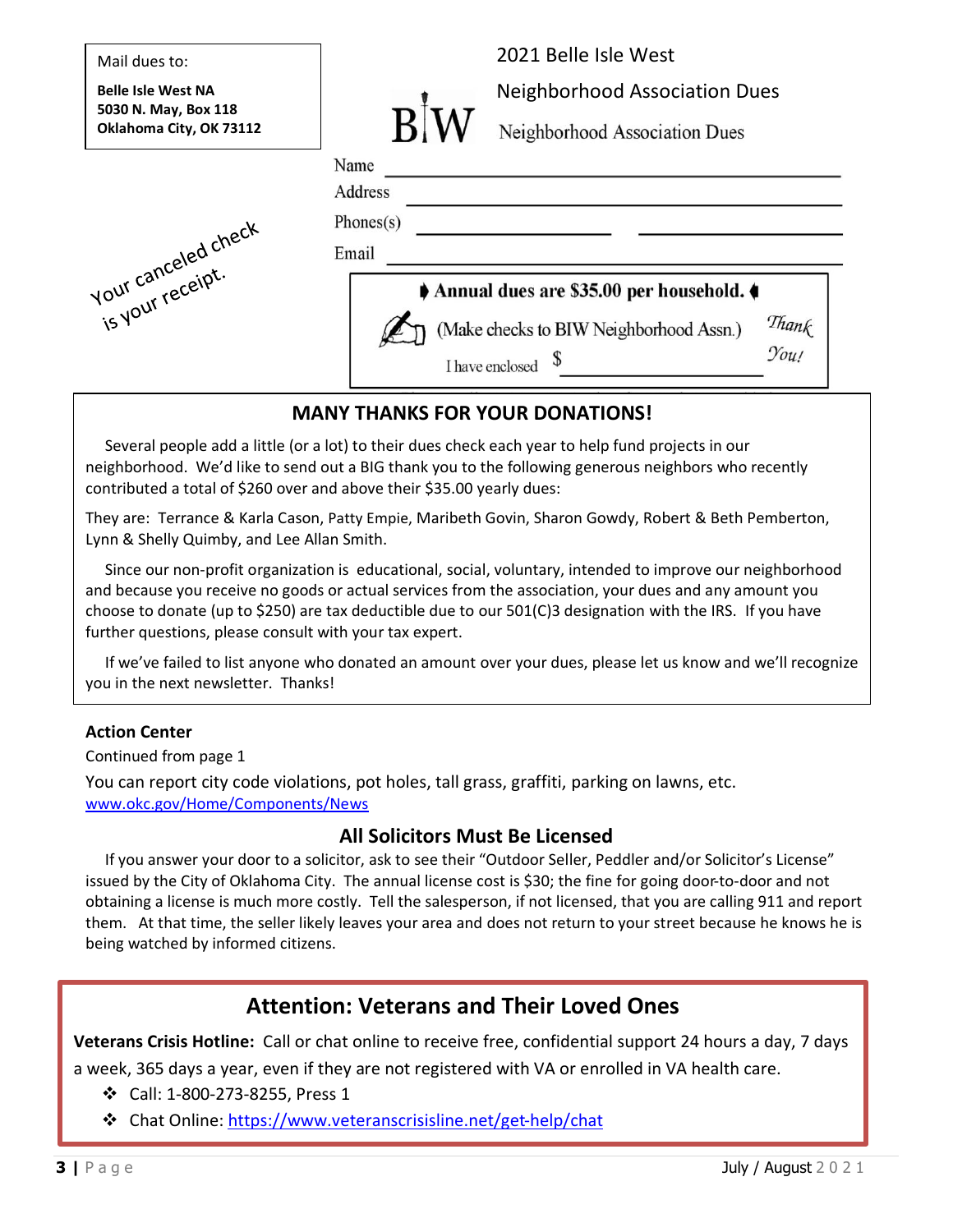Mail dues to:

**Belle Isle West NA**
**5030 N. May, Box 118**
**Oklahoma City, OK 73112**

## 2021 Belle Isle West

## Neighborhood Association Dues

BIW Neighborhood Association Dues

Name ______________________________

Address ______________________________

Phones(s) ______________ ______________

Email ______________________________

**Annual dues are $35.00 per household.**

(Make checks to BIW Neighborhood Assn.)

I have enclosed $ ____________

*Thank You!*

Your canceled check is your receipt.

## MANY THANKS FOR YOUR DONATIONS!

Several people add a little (or a lot) to their dues check each year to help fund projects in our neighborhood. We'd like to send out a BIG thank you to the following generous neighbors who recently contributed a total of $260 over and above their $35.00 yearly dues:

They are: Terrance & Karla Cason, Patty Empie, Maribeth Govin, Sharon Gowdy, Robert & Beth Pemberton, Lynn & Shelly Quimby, and Lee Allan Smith.

Since our non-profit organization is educational, social, voluntary, intended to improve our neighborhood and because you receive no goods or actual services from the association, your dues and any amount you choose to donate (up to $250) are tax deductible due to our 501(C)3 designation with the IRS. If you have further questions, please consult with your tax expert.

If we've failed to list anyone who donated an amount over your dues, please let us know and we'll recognize you in the next newsletter. Thanks!

**Action Center**

Continued from page 1

You can report city code violations, pot holes, tall grass, graffiti, parking on lawns, etc.
www.okc.gov/Home/Components/News

## All Solicitors Must Be Licensed

If you answer your door to a solicitor, ask to see their "Outdoor Seller, Peddler and/or Solicitor's License" issued by the City of Oklahoma City. The annual license cost is $30; the fine for going door-to-door and not obtaining a license is much more costly. Tell the salesperson, if not licensed, that you are calling 911 and report them. At that time, the seller likely leaves your area and does not return to your street because he knows he is being watched by informed citizens.

## Attention: Veterans and Their Loved Ones

**Veterans Crisis Hotline:** Call or chat online to receive free, confidential support 24 hours a day, 7 days a week, 365 days a year, even if they are not registered with VA or enrolled in VA health care.

- Call: 1-800-273-8255, Press 1
- Chat Online: https://www.veteranscrisisline.net/get-help/chat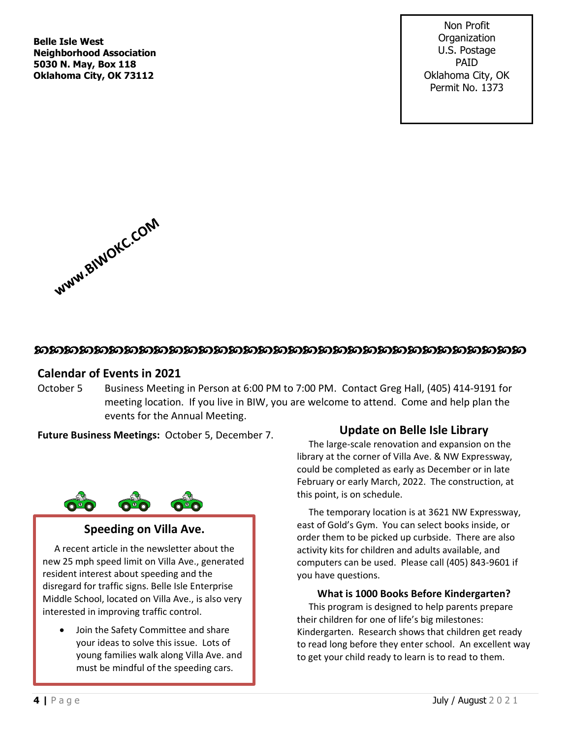**Belle Isle West**
**Neighborhood Association**
**5030 N. May, Box 118**
**Oklahoma City, OK 73112**

Non Profit
Organization
U.S. Postage
PAID
Oklahoma City, OK
Permit No. 1373

WWW.BIWOKC.COM

## Calendar of Events in 2021

October 5 Business Meeting in Person at 6:00 PM to 7:00 PM. Contact Greg Hall, (405) 414-9191 for meeting location. If you live in BIW, you are welcome to attend. Come and help plan the events for the Annual Meeting.

**Future Business Meetings:** October 5, December 7.

### Speeding on Villa Ave.

A recent article in the newsletter about the new 25 mph speed limit on Villa Ave., generated resident interest about speeding and the disregard for traffic signs. Belle Isle Enterprise Middle School, located on Villa Ave., is also very interested in improving traffic control.

- Join the Safety Committee and share your ideas to solve this issue. Lots of young families walk along Villa Ave. and must be mindful of the speeding cars.

### Update on Belle Isle Library

The large-scale renovation and expansion on the library at the corner of Villa Ave. & NW Expressway, could be completed as early as December or in late February or early March, 2022. The construction, at this point, is on schedule.

The temporary location is at 3621 NW Expressway, east of Gold's Gym. You can select books inside, or order them to be picked up curbside. There are also activity kits for children and adults available, and computers can be used. Please call (405) 843-9601 if you have questions.

**What is 1000 Books Before Kindergarten?**

This program is designed to help parents prepare their children for one of life's big milestones: Kindergarten. Research shows that children get ready to read long before they enter school. An excellent way to get your child ready to learn is to read to them.